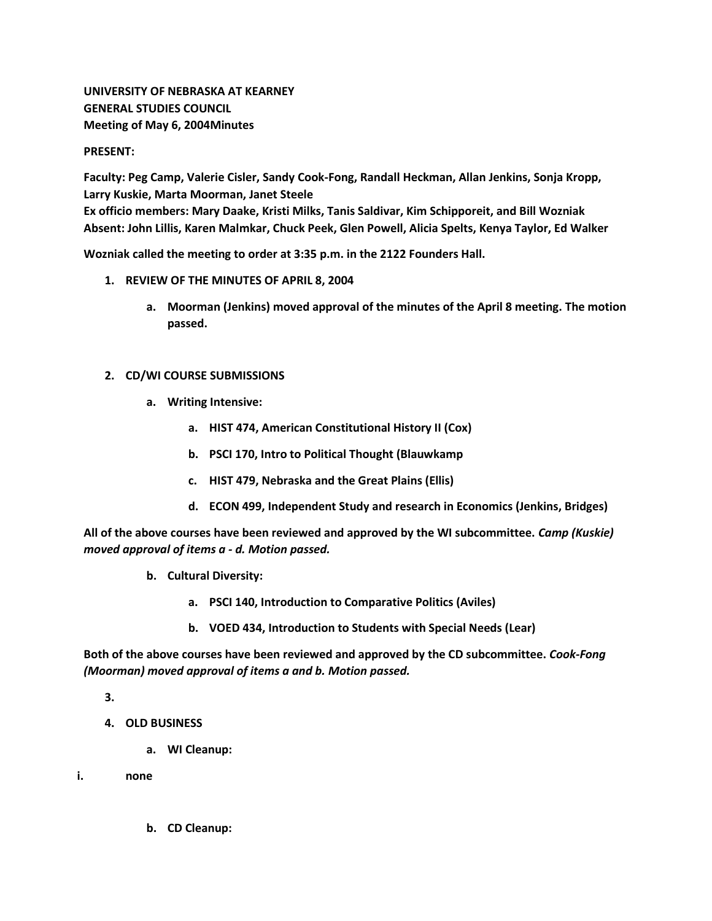**UNIVERSITY OF NEBRASKA AT KEARNEY**
**GENERAL STUDIES COUNCIL**
**Meeting of May 6, 2004Minutes**

**PRESENT:**

**Faculty: Peg Camp, Valerie Cisler, Sandy Cook-Fong, Randall Heckman, Allan Jenkins, Sonja Kropp, Larry Kuskie, Marta Moorman, Janet Steele**
**Ex officio members: Mary Daake, Kristi Milks, Tanis Saldivar, Kim Schipporeit, and Bill Wozniak**
**Absent: John Lillis, Karen Malmkar, Chuck Peek, Glen Powell, Alicia Spelts, Kenya Taylor, Ed Walker**

**Wozniak called the meeting to order at 3:35 p.m. in the 2122 Founders Hall.**

1. **REVIEW OF THE MINUTES OF APRIL 8, 2004**
    a. **Moorman (Jenkins) moved approval of the minutes of the April 8 meeting. The motion passed.**

2. **CD/WI COURSE SUBMISSIONS**
    a. **Writing Intensive:**
        a. **HIST 474, American Constitutional History II (Cox)**
        b. **PSCI 170, Intro to Political Thought (Blauwkamp**
        c. **HIST 479, Nebraska and the Great Plains (Ellis)**
        d. **ECON 499, Independent Study and research in Economics (Jenkins, Bridges)**

**All of the above courses have been reviewed and approved by the WI subcommittee. *Camp (Kuskie) moved approval of items a - d. Motion passed.***

    b. **Cultural Diversity:**
        a. **PSCI 140, Introduction to Comparative Politics (Aviles)**
        b. **VOED 434, Introduction to Students with Special Needs (Lear)**

**Both of the above courses have been reviewed and approved by the CD subcommittee. *Cook-Fong (Moorman) moved approval of items a and b. Motion passed.***

3.

4. **OLD BUSINESS**
    a. **WI Cleanup:**

**i. none**

    b. **CD Cleanup:**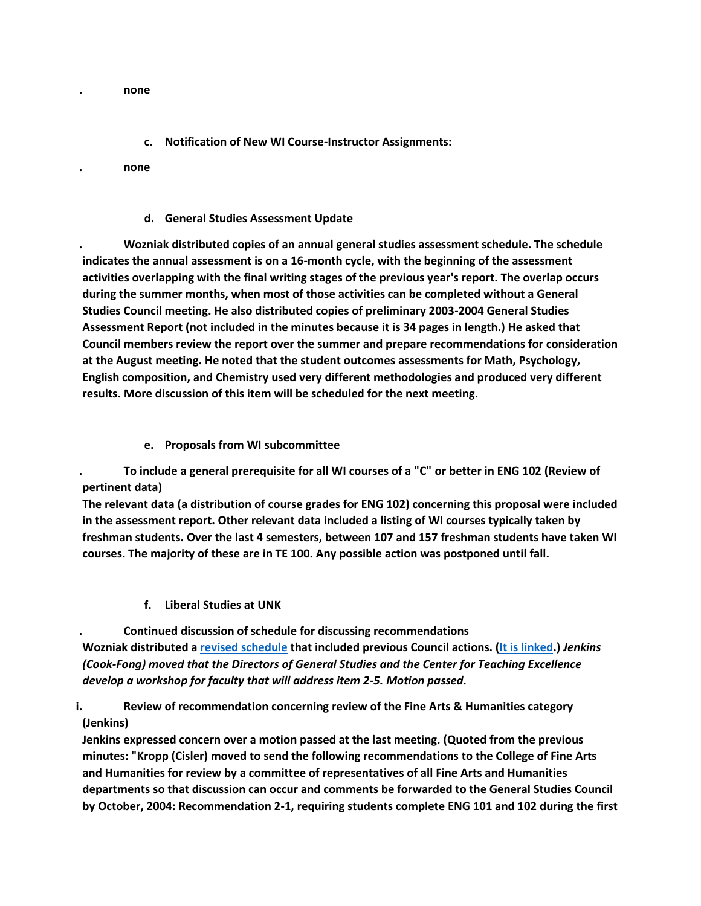. none

**c. Notification of New WI Course-Instructor Assignments:**

. none

**d. General Studies Assessment Update**

**. Wozniak distributed copies of an annual general studies assessment schedule. The schedule indicates the annual assessment is on a 16-month cycle, with the beginning of the assessment activities overlapping with the final writing stages of the previous year's report. The overlap occurs during the summer months, when most of those activities can be completed without a General Studies Council meeting. He also distributed copies of preliminary 2003-2004 General Studies Assessment Report (not included in the minutes because it is 34 pages in length.) He asked that Council members review the report over the summer and prepare recommendations for consideration at the August meeting. He noted that the student outcomes assessments for Math, Psychology, English composition, and Chemistry used very different methodologies and produced very different results. More discussion of this item will be scheduled for the next meeting.**

**e. Proposals from WI subcommittee**

**. To include a general prerequisite for all WI courses of a "C" or better in ENG 102 (Review of pertinent data)**
**The relevant data (a distribution of course grades for ENG 102) concerning this proposal were included in the assessment report. Other relevant data included a listing of WI courses typically taken by freshman students. Over the last 4 semesters, between 107 and 157 freshman students have taken WI courses. The majority of these are in TE 100. Any possible action was postponed until fall.**

**f. Liberal Studies at UNK**

**. Continued discussion of schedule for discussing recommendations**
**Wozniak distributed a revised schedule that included previous Council actions. (It is linked.)** ***Jenkins (Cook-Fong) moved that the Directors of General Studies and the Center for Teaching Excellence develop a workshop for faculty that will address item 2-5. Motion passed.***

**i. Review of recommendation concerning review of the Fine Arts & Humanities category (Jenkins)**
**Jenkins expressed concern over a motion passed at the last meeting. (Quoted from the previous minutes: "Kropp (Cisler) moved to send the following recommendations to the College of Fine Arts and Humanities for review by a committee of representatives of all Fine Arts and Humanities departments so that discussion can occur and comments be forwarded to the General Studies Council by October, 2004: Recommendation 2-1, requiring students complete ENG 101 and 102 during the first**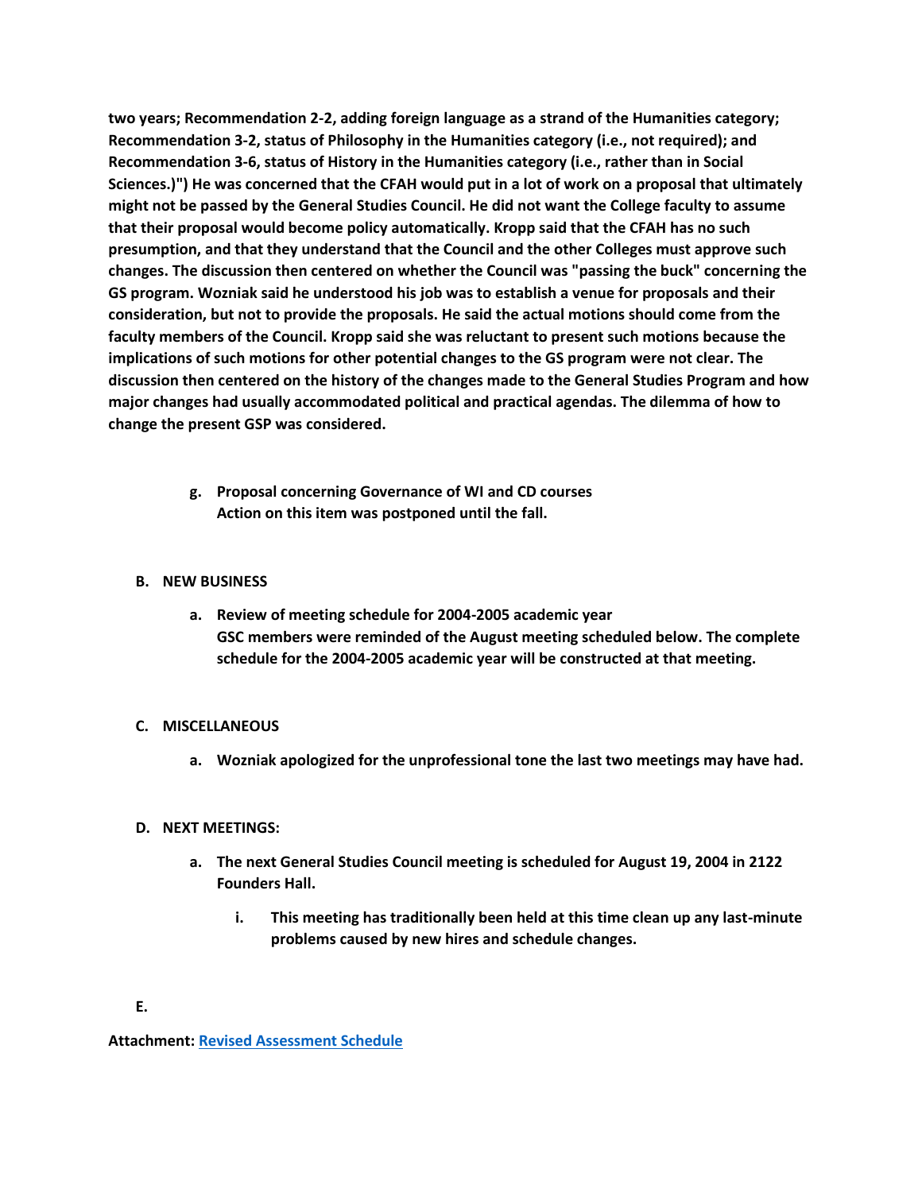**two years; Recommendation 2-2, adding foreign language as a strand of the Humanities category; Recommendation 3-2, status of Philosophy in the Humanities category (i.e., not required); and Recommendation 3-6, status of History in the Humanities category (i.e., rather than in Social Sciences.)") He was concerned that the CFAH would put in a lot of work on a proposal that ultimately might not be passed by the General Studies Council. He did not want the College faculty to assume that their proposal would become policy automatically. Kropp said that the CFAH has no such presumption, and that they understand that the Council and the other Colleges must approve such changes. The discussion then centered on whether the Council was "passing the buck" concerning the GS program. Wozniak said he understood his job was to establish a venue for proposals and their consideration, but not to provide the proposals. He said the actual motions should come from the faculty members of the Council. Kropp said she was reluctant to present such motions because the implications of such motions for other potential changes to the GS program were not clear. The discussion then centered on the history of the changes made to the General Studies Program and how major changes had usually accommodated political and practical agendas. The dilemma of how to change the present GSP was considered.**

g. **Proposal concerning Governance of WI and CD courses**
   **Action on this item was postponed until the fall.**

## B. NEW BUSINESS

a. **Review of meeting schedule for 2004-2005 academic year**
   **GSC members were reminded of the August meeting scheduled below. The complete schedule for the 2004-2005 academic year will be constructed at that meeting.**

## C. MISCELLANEOUS

a. **Wozniak apologized for the unprofessional tone the last two meetings may have had.**

## D. NEXT MEETINGS:

a. **The next General Studies Council meeting is scheduled for August 19, 2004 in 2122 Founders Hall.**
   i. **This meeting has traditionally been held at this time clean up any last-minute problems caused by new hires and schedule changes.**

## E.

**Attachment: Revised Assessment Schedule**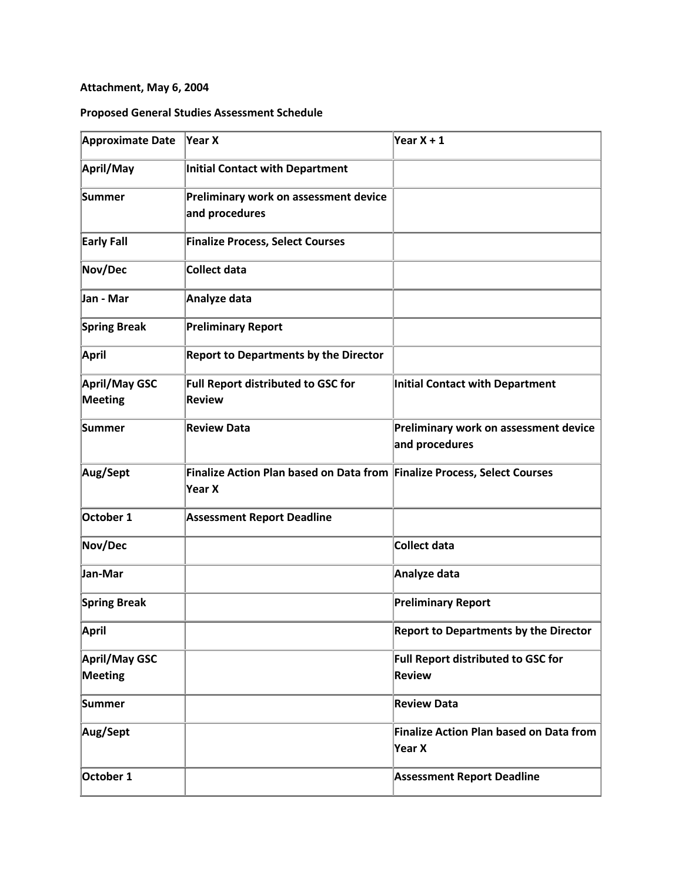**Attachment, May 6, 2004**

**Proposed General Studies Assessment Schedule**

| Approximate Date | Year X | Year X + 1 |
|---|---|---|
| April/May | Initial Contact with Department | |
| Summer | Preliminary work on assessment device and procedures | |
| Early Fall | Finalize Process, Select Courses | |
| Nov/Dec | Collect data | |
| Jan - Mar | Analyze data | |
| Spring Break | Preliminary Report | |
| April | Report to Departments by the Director | |
| April/May GSC Meeting | Full Report distributed to GSC for Review | Initial Contact with Department |
| Summer | Review Data | Preliminary work on assessment device and procedures |
| Aug/Sept | Finalize Action Plan based on Data from Year X | Finalize Process, Select Courses |
| October 1 | Assessment Report Deadline | |
| Nov/Dec | | Collect data |
| Jan-Mar | | Analyze data |
| Spring Break | | Preliminary Report |
| April | | Report to Departments by the Director |
| April/May GSC Meeting | | Full Report distributed to GSC for Review |
| Summer | | Review Data |
| Aug/Sept | | Finalize Action Plan based on Data from Year X |
| October 1 | | Assessment Report Deadline |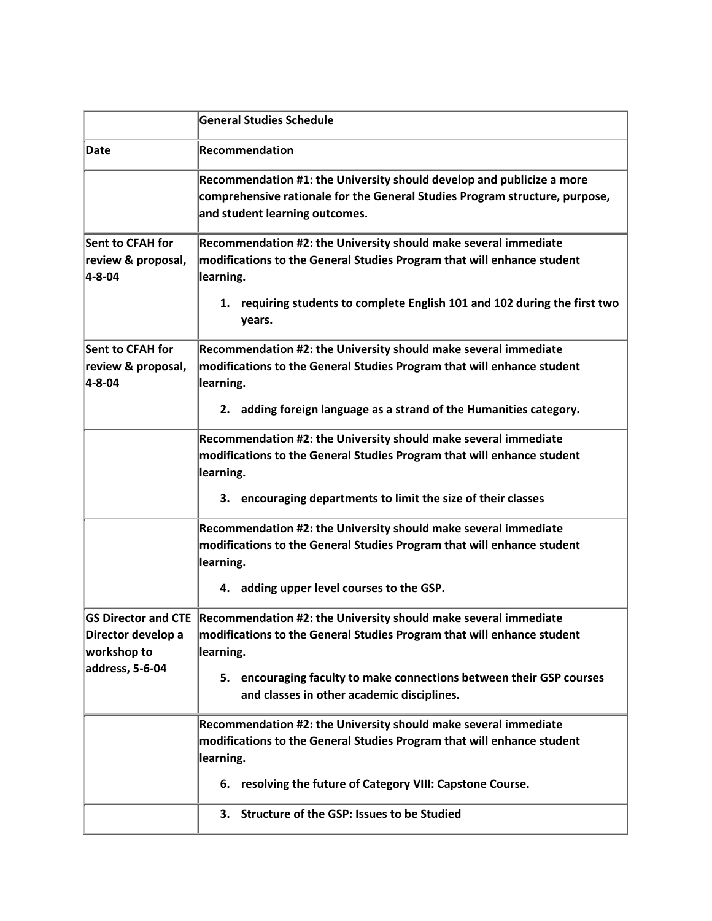| | **General Studies Schedule** |
|---|---|
| **Date** | **Recommendation** |
| | **Recommendation #1: the University should develop and publicize a more comprehensive rationale for the General Studies Program structure, purpose, and student learning outcomes.** |
| **Sent to CFAH for review & proposal, 4-8-04** | **Recommendation #2: the University should make several immediate modifications to the General Studies Program that will enhance student learning.** <br> **1. requiring students to complete English 101 and 102 during the first two years.** |
| **Sent to CFAH for review & proposal, 4-8-04** | **Recommendation #2: the University should make several immediate modifications to the General Studies Program that will enhance student learning.** <br> **2. adding foreign language as a strand of the Humanities category.** |
| | **Recommendation #2: the University should make several immediate modifications to the General Studies Program that will enhance student learning.** <br> **3. encouraging departments to limit the size of their classes** |
| | **Recommendation #2: the University should make several immediate modifications to the General Studies Program that will enhance student learning.** <br> **4. adding upper level courses to the GSP.** |
| **GS Director and CTE Director develop a workshop to address, 5-6-04** | **Recommendation #2: the University should make several immediate modifications to the General Studies Program that will enhance student learning.** <br> **5. encouraging faculty to make connections between their GSP courses and classes in other academic disciplines.** |
| | **Recommendation #2: the University should make several immediate modifications to the General Studies Program that will enhance student learning.** <br> **6. resolving the future of Category VIII: Capstone Course.** |
| | **3. Structure of the GSP: Issues to be Studied** |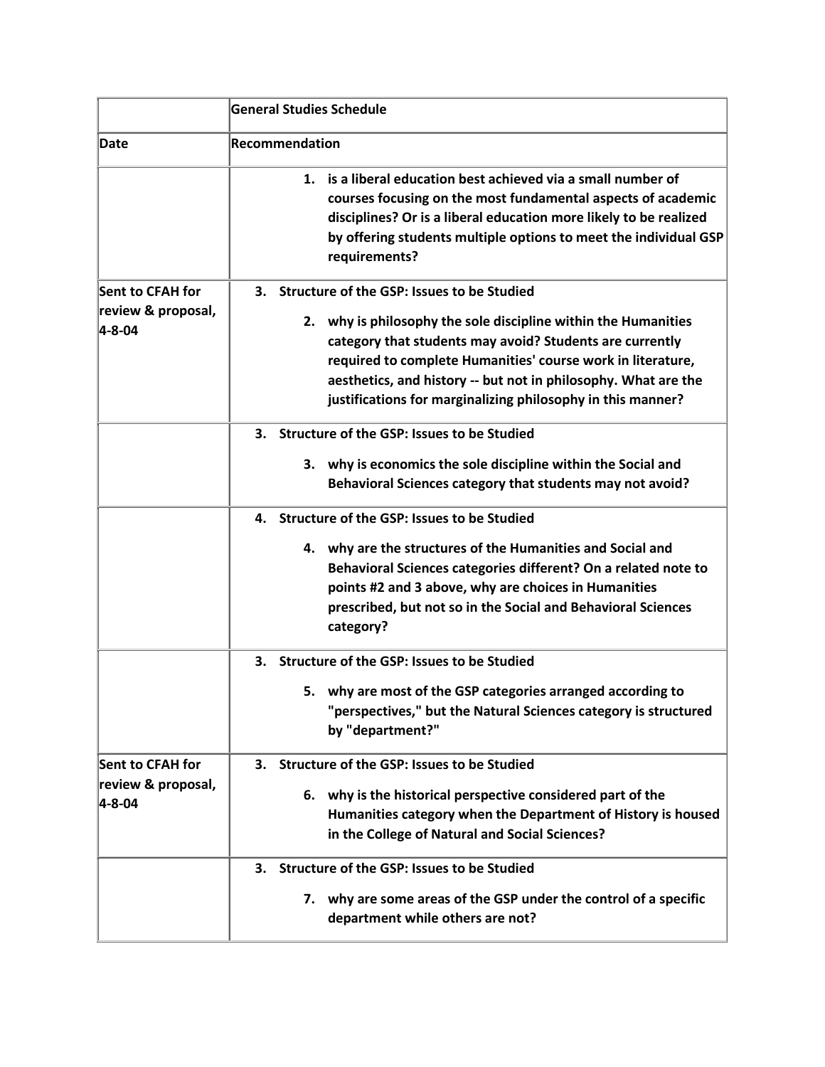| | General Studies Schedule |
|---|---|
| Date | Recommendation |
| | 1. is a liberal education best achieved via a small number of courses focusing on the most fundamental aspects of academic disciplines? Or is a liberal education more likely to be realized by offering students multiple options to meet the individual GSP requirements? |
| Sent to CFAH for review & proposal, 4-8-04 | 3. Structure of the GSP: Issues to be Studied<br><br>2. why is philosophy the sole discipline within the Humanities category that students may avoid? Students are currently required to complete Humanities' course work in literature, aesthetics, and history -- but not in philosophy. What are the justifications for marginalizing philosophy in this manner? |
| | 3. Structure of the GSP: Issues to be Studied<br><br>3. why is economics the sole discipline within the Social and Behavioral Sciences category that students may not avoid? |
| | 4. Structure of the GSP: Issues to be Studied<br><br>4. why are the structures of the Humanities and Social and Behavioral Sciences categories different? On a related note to points #2 and 3 above, why are choices in Humanities prescribed, but not so in the Social and Behavioral Sciences category? |
| | 3. Structure of the GSP: Issues to be Studied<br><br>5. why are most of the GSP categories arranged according to "perspectives," but the Natural Sciences category is structured by "department?" |
| Sent to CFAH for review & proposal, 4-8-04 | 3. Structure of the GSP: Issues to be Studied<br><br>6. why is the historical perspective considered part of the Humanities category when the Department of History is housed in the College of Natural and Social Sciences? |
| | 3. Structure of the GSP: Issues to be Studied<br><br>7. why are some areas of the GSP under the control of a specific department while others are not? |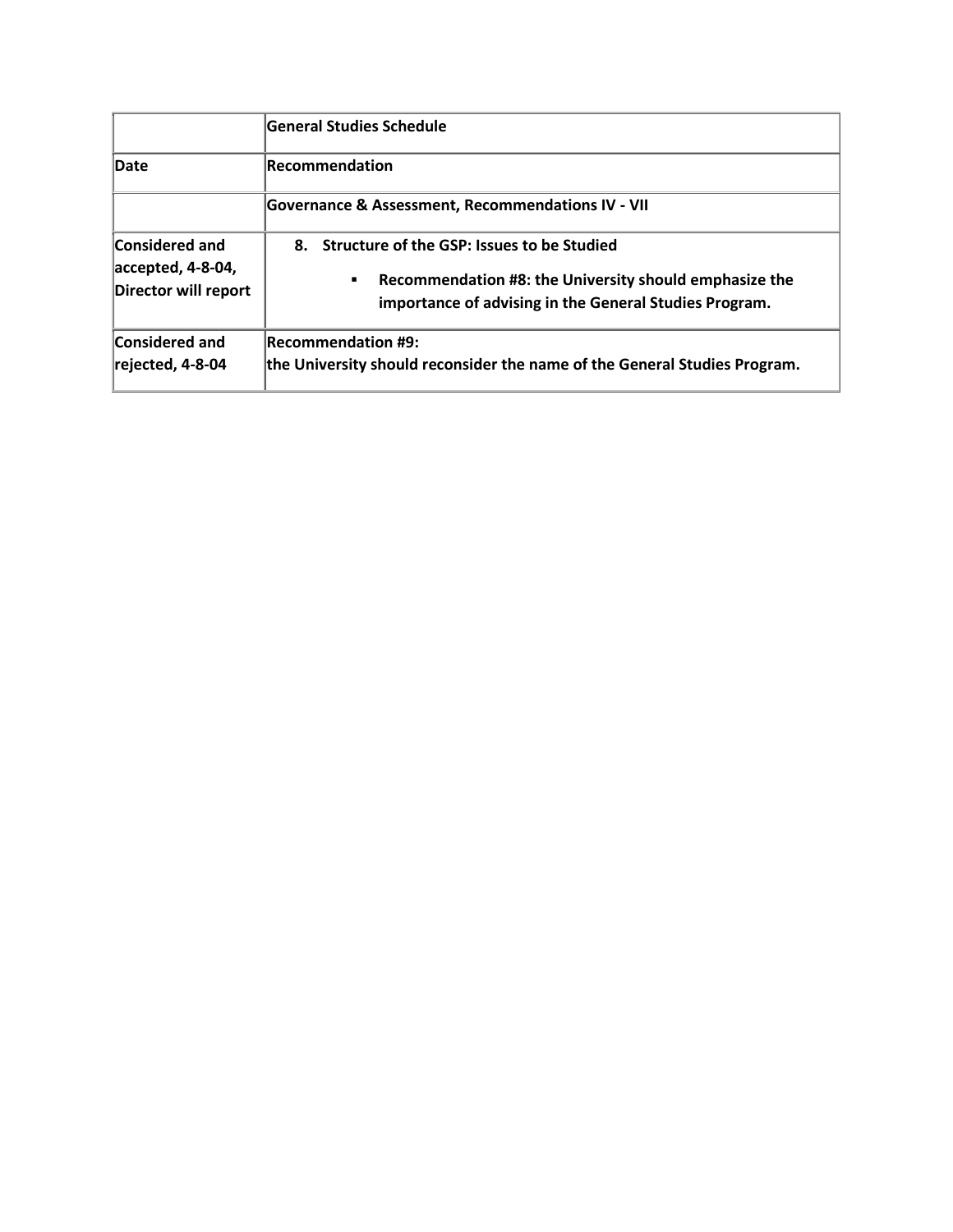| | **General Studies Schedule** |
|---|---|
| **Date** | **Recommendation** |
| | **Governance & Assessment, Recommendations IV - VII** |
| **Considered and accepted, 4-8-04, Director will report** | **8. Structure of the GSP: Issues to be Studied** ▪ **Recommendation #8: the University should emphasize the importance of advising in the General Studies Program.** |
| **Considered and rejected, 4-8-04** | **Recommendation #9:** **the University should reconsider the name of the General Studies Program.** |